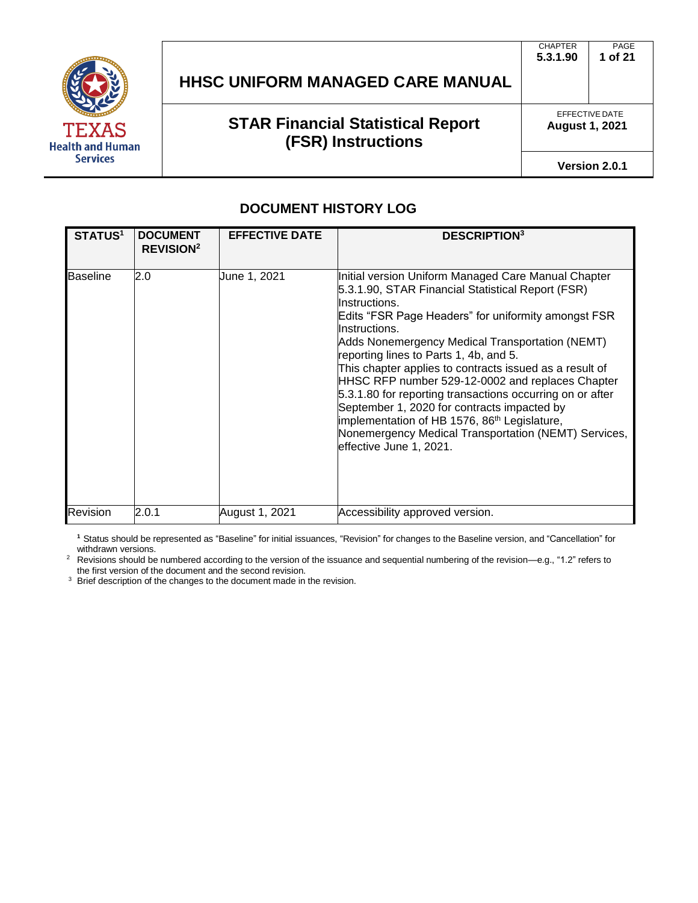# HHSC UNIFORM MANAGED CARE MANUAL

| CHAPTER | PAGE |
|---|---|
| **5.3.1.90** | **1 of 21** |

## STAR Financial Statistical Report (FSR) Instructions

EFFECTIVE DATE
**August 1, 2021**

**Version 2.0.1**

## DOCUMENT HISTORY LOG

| STATUS[1] | DOCUMENT REVISION[2] | EFFECTIVE DATE | DESCRIPTION[3] |
|---|---|---|---|
| Baseline | 2.0 | June 1, 2021 | Initial version Uniform Managed Care Manual Chapter 5.3.1.90, STAR Financial Statistical Report (FSR) Instructions. Edits "FSR Page Headers" for uniformity amongst FSR Instructions. Adds Nonemergency Medical Transportation (NEMT) reporting lines to Parts 1, 4b, and 5. This chapter applies to contracts issued as a result of HHSC RFP number 529-12-0002 and replaces Chapter 5.3.1.80 for reporting transactions occurring on or after September 1, 2020 for contracts impacted by implementation of HB 1576, 86th Legislature, Nonemergency Medical Transportation (NEMT) Services, effective June 1, 2021. |
| Revision | 2.0.1 | August 1, 2021 | Accessibility approved version. |

[1] Status should be represented as "Baseline" for initial issuances, "Revision" for changes to the Baseline version, and "Cancellation" for withdrawn versions.

[2] Revisions should be numbered according to the version of the issuance and sequential numbering of the revision—e.g., "1.2" refers to the first version of the document and the second revision.

[3] Brief description of the changes to the document made in the revision.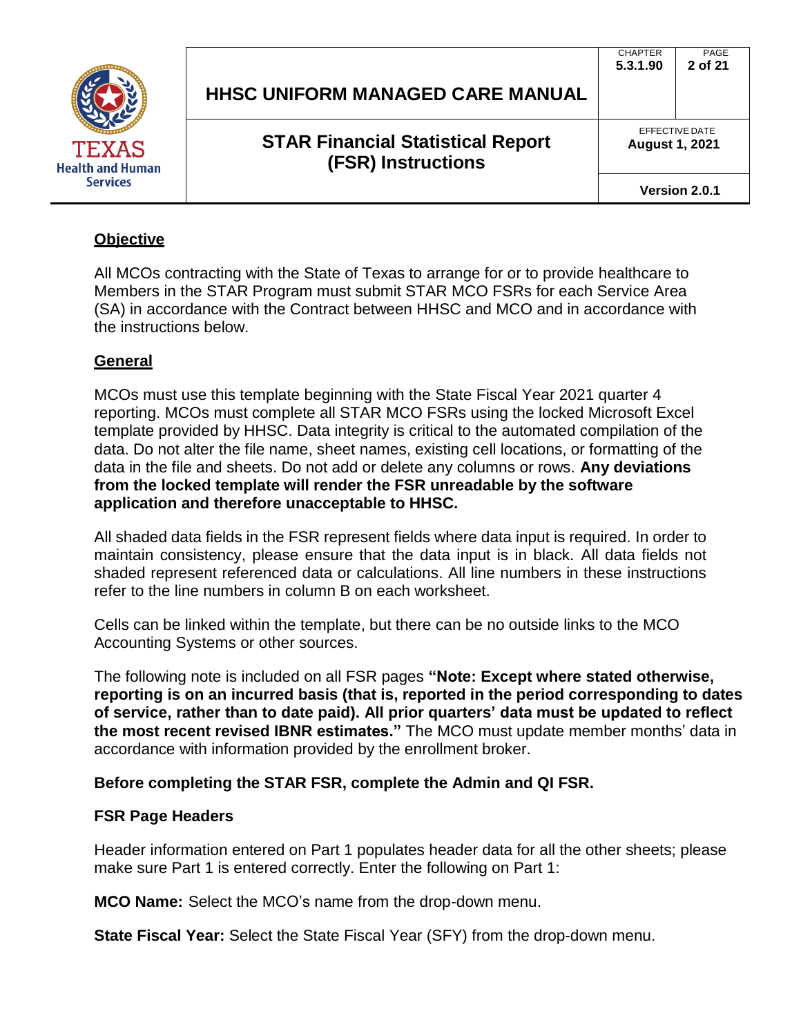**Objective**

All MCOs contracting with the State of Texas to arrange for or to provide healthcare to Members in the STAR Program must submit STAR MCO FSRs for each Service Area (SA) in accordance with the Contract between HHSC and MCO and in accordance with the instructions below.

**General**

MCOs must use this template beginning with the State Fiscal Year 2021 quarter 4 reporting. MCOs must complete all STAR MCO FSRs using the locked Microsoft Excel template provided by HHSC. Data integrity is critical to the automated compilation of the data. Do not alter the file name, sheet names, existing cell locations, or formatting of the data in the file and sheets. Do not add or delete any columns or rows. **Any deviations from the locked template will render the FSR unreadable by the software application and therefore unacceptable to HHSC.**

All shaded data fields in the FSR represent fields where data input is required. In order to maintain consistency, please ensure that the data input is in black. All data fields not shaded represent referenced data or calculations. All line numbers in these instructions refer to the line numbers in column B on each worksheet.

Cells can be linked within the template, but there can be no outside links to the MCO Accounting Systems or other sources.

The following note is included on all FSR pages **"Note: Except where stated otherwise, reporting is on an incurred basis (that is, reported in the period corresponding to dates of service, rather than to date paid). All prior quarters' data must be updated to reflect the most recent revised IBNR estimates."** The MCO must update member months' data in accordance with information provided by the enrollment broker.

**Before completing the STAR FSR, complete the Admin and QI FSR.**

**FSR Page Headers**

Header information entered on Part 1 populates header data for all the other sheets; please make sure Part 1 is entered correctly. Enter the following on Part 1:

**MCO Name:** Select the MCO's name from the drop-down menu.

**State Fiscal Year:** Select the State Fiscal Year (SFY) from the drop-down menu.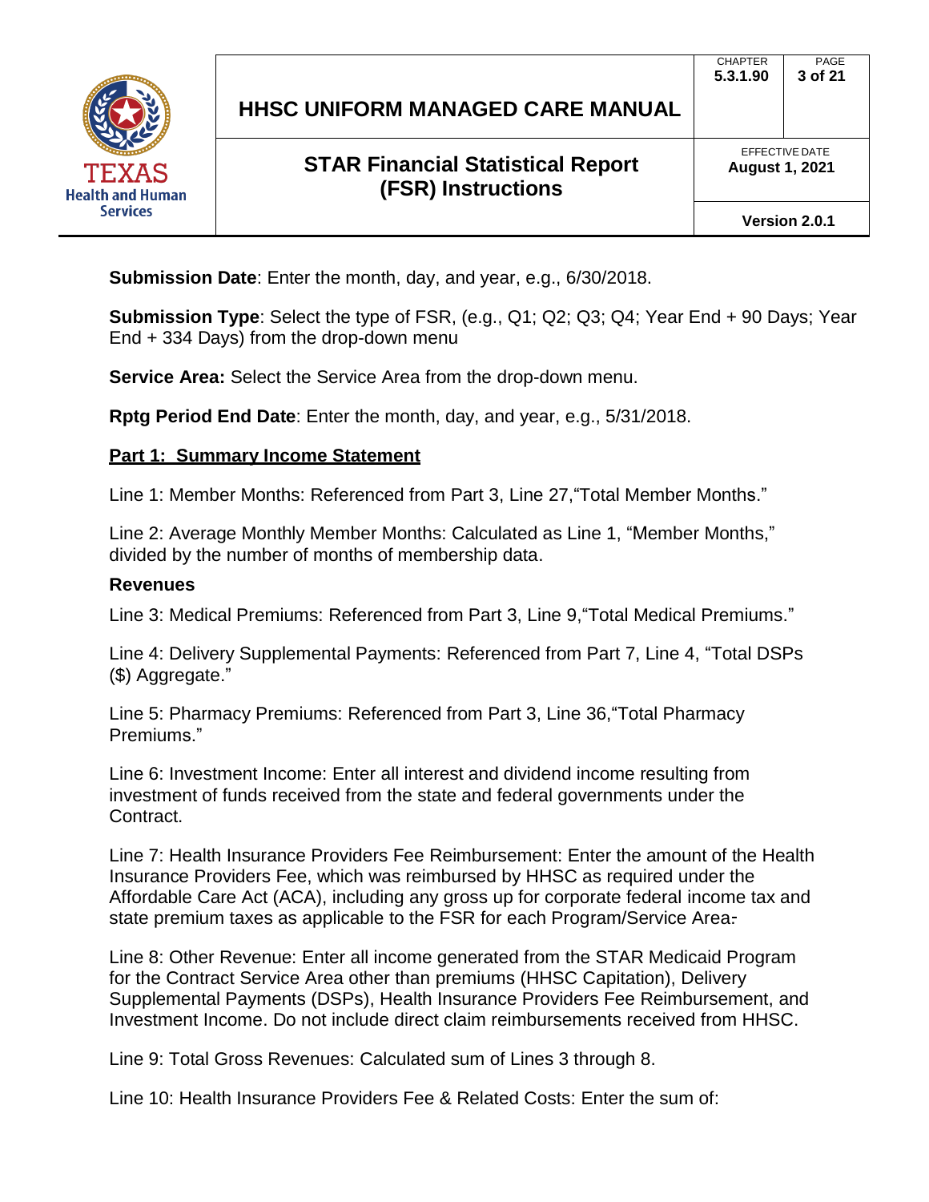**Submission Date**: Enter the month, day, and year, e.g., 6/30/2018.

**Submission Type**: Select the type of FSR, (e.g., Q1; Q2; Q3; Q4; Year End + 90 Days; Year End + 334 Days) from the drop-down menu

**Service Area:** Select the Service Area from the drop-down menu.

**Rptg Period End Date**: Enter the month, day, and year, e.g., 5/31/2018.

## Part 1: Summary Income Statement

Line 1: Member Months: Referenced from Part 3, Line 27,"Total Member Months."

Line 2: Average Monthly Member Months: Calculated as Line 1, "Member Months," divided by the number of months of membership data.

### Revenues

Line 3: Medical Premiums: Referenced from Part 3, Line 9,"Total Medical Premiums."

Line 4: Delivery Supplemental Payments: Referenced from Part 7, Line 4, "Total DSPs ($) Aggregate."

Line 5: Pharmacy Premiums: Referenced from Part 3, Line 36,"Total Pharmacy Premiums."

Line 6: Investment Income: Enter all interest and dividend income resulting from investment of funds received from the state and federal governments under the Contract.

Line 7: Health Insurance Providers Fee Reimbursement: Enter the amount of the Health Insurance Providers Fee, which was reimbursed by HHSC as required under the Affordable Care Act (ACA), including any gross up for corporate federal income tax and state premium taxes as applicable to the FSR for each Program/Service Area.

Line 8: Other Revenue: Enter all income generated from the STAR Medicaid Program for the Contract Service Area other than premiums (HHSC Capitation), Delivery Supplemental Payments (DSPs), Health Insurance Providers Fee Reimbursement, and Investment Income. Do not include direct claim reimbursements received from HHSC.

Line 9: Total Gross Revenues: Calculated sum of Lines 3 through 8.

Line 10: Health Insurance Providers Fee & Related Costs: Enter the sum of: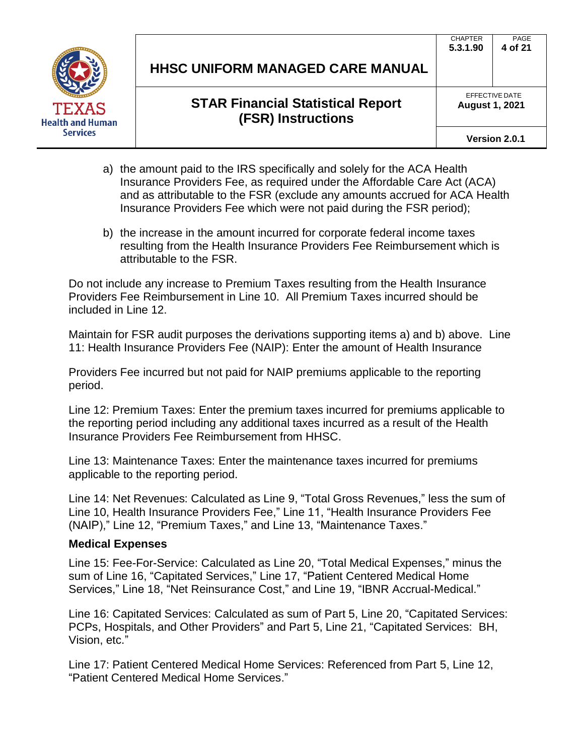a) the amount paid to the IRS specifically and solely for the ACA Health Insurance Providers Fee, as required under the Affordable Care Act (ACA) and as attributable to the FSR (exclude any amounts accrued for ACA Health Insurance Providers Fee which were not paid during the FSR period);

b) the increase in the amount incurred for corporate federal income taxes resulting from the Health Insurance Providers Fee Reimbursement which is attributable to the FSR.

Do not include any increase to Premium Taxes resulting from the Health Insurance Providers Fee Reimbursement in Line 10. All Premium Taxes incurred should be included in Line 12.

Maintain for FSR audit purposes the derivations supporting items a) and b) above. Line 11: Health Insurance Providers Fee (NAIP): Enter the amount of Health Insurance

Providers Fee incurred but not paid for NAIP premiums applicable to the reporting period.

Line 12: Premium Taxes: Enter the premium taxes incurred for premiums applicable to the reporting period including any additional taxes incurred as a result of the Health Insurance Providers Fee Reimbursement from HHSC.

Line 13: Maintenance Taxes: Enter the maintenance taxes incurred for premiums applicable to the reporting period.

Line 14: Net Revenues: Calculated as Line 9, "Total Gross Revenues," less the sum of Line 10, Health Insurance Providers Fee," Line 11, "Health Insurance Providers Fee (NAIP)," Line 12, "Premium Taxes," and Line 13, "Maintenance Taxes."

**Medical Expenses**

Line 15: Fee-For-Service: Calculated as Line 20, "Total Medical Expenses," minus the sum of Line 16, "Capitated Services," Line 17, "Patient Centered Medical Home Services," Line 18, "Net Reinsurance Cost," and Line 19, "IBNR Accrual-Medical."

Line 16: Capitated Services: Calculated as sum of Part 5, Line 20, "Capitated Services: PCPs, Hospitals, and Other Providers" and Part 5, Line 21, "Capitated Services: BH, Vision, etc."

Line 17: Patient Centered Medical Home Services: Referenced from Part 5, Line 12, "Patient Centered Medical Home Services."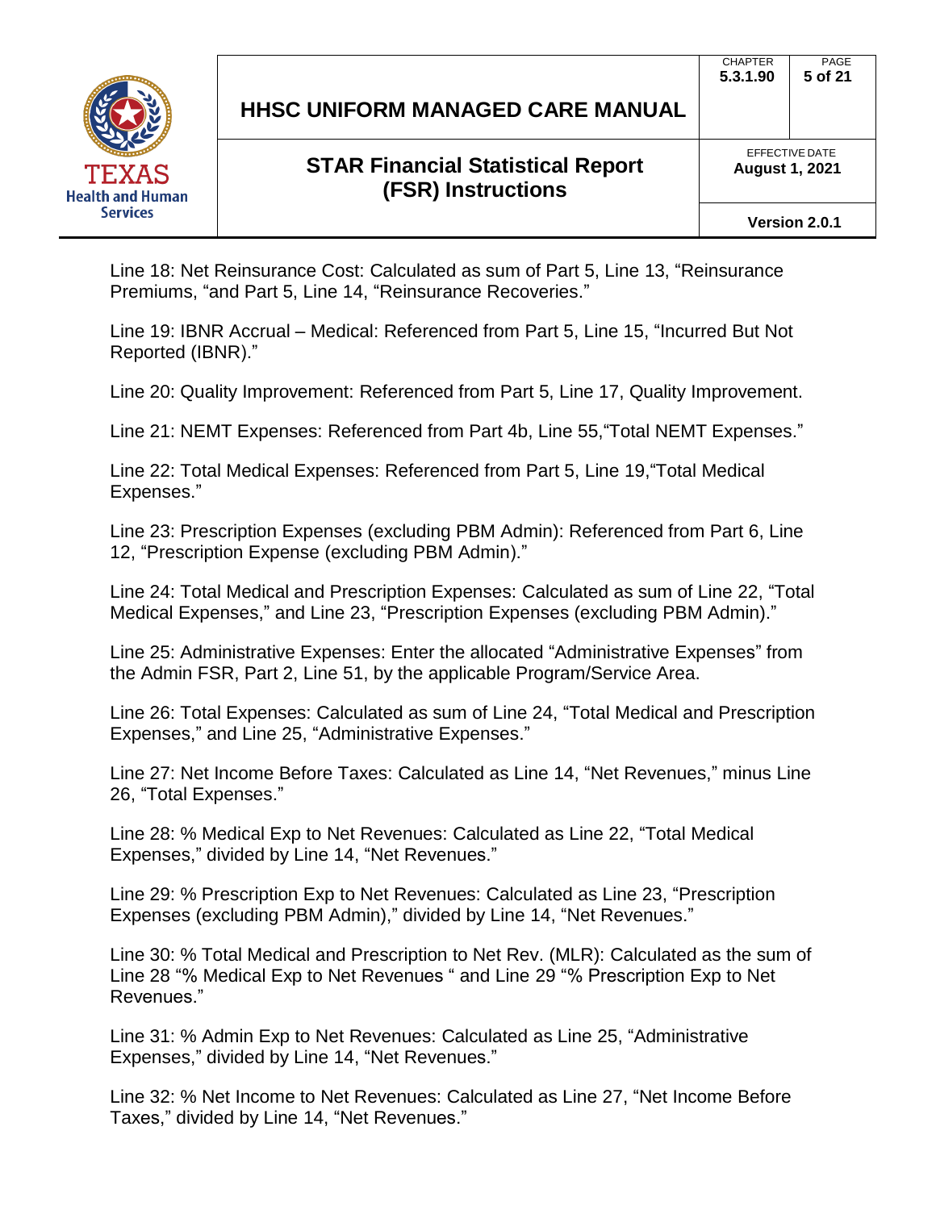Line 18: Net Reinsurance Cost: Calculated as sum of Part 5, Line 13, “Reinsurance Premiums, “and Part 5, Line 14, “Reinsurance Recoveries.”

Line 19: IBNR Accrual – Medical: Referenced from Part 5, Line 15, “Incurred But Not Reported (IBNR).”

Line 20: Quality Improvement: Referenced from Part 5, Line 17, Quality Improvement.

Line 21: NEMT Expenses: Referenced from Part 4b, Line 55,“Total NEMT Expenses.”

Line 22: Total Medical Expenses: Referenced from Part 5, Line 19,“Total Medical Expenses.”

Line 23: Prescription Expenses (excluding PBM Admin): Referenced from Part 6, Line 12, “Prescription Expense (excluding PBM Admin).”

Line 24: Total Medical and Prescription Expenses: Calculated as sum of Line 22, “Total Medical Expenses,” and Line 23, “Prescription Expenses (excluding PBM Admin).”

Line 25: Administrative Expenses: Enter the allocated “Administrative Expenses” from the Admin FSR, Part 2, Line 51, by the applicable Program/Service Area.

Line 26: Total Expenses: Calculated as sum of Line 24, “Total Medical and Prescription Expenses,” and Line 25, “Administrative Expenses.”

Line 27: Net Income Before Taxes: Calculated as Line 14, “Net Revenues,” minus Line 26, “Total Expenses.”

Line 28: % Medical Exp to Net Revenues: Calculated as Line 22, “Total Medical Expenses,” divided by Line 14, “Net Revenues.”

Line 29: % Prescription Exp to Net Revenues: Calculated as Line 23, “Prescription Expenses (excluding PBM Admin),” divided by Line 14, “Net Revenues.”

Line 30: % Total Medical and Prescription to Net Rev. (MLR): Calculated as the sum of Line 28 “% Medical Exp to Net Revenues “ and Line 29 “% Prescription Exp to Net Revenues.”

Line 31: % Admin Exp to Net Revenues: Calculated as Line 25, “Administrative Expenses,” divided by Line 14, “Net Revenues.”

Line 32: % Net Income to Net Revenues: Calculated as Line 27, “Net Income Before Taxes,” divided by Line 14, “Net Revenues.”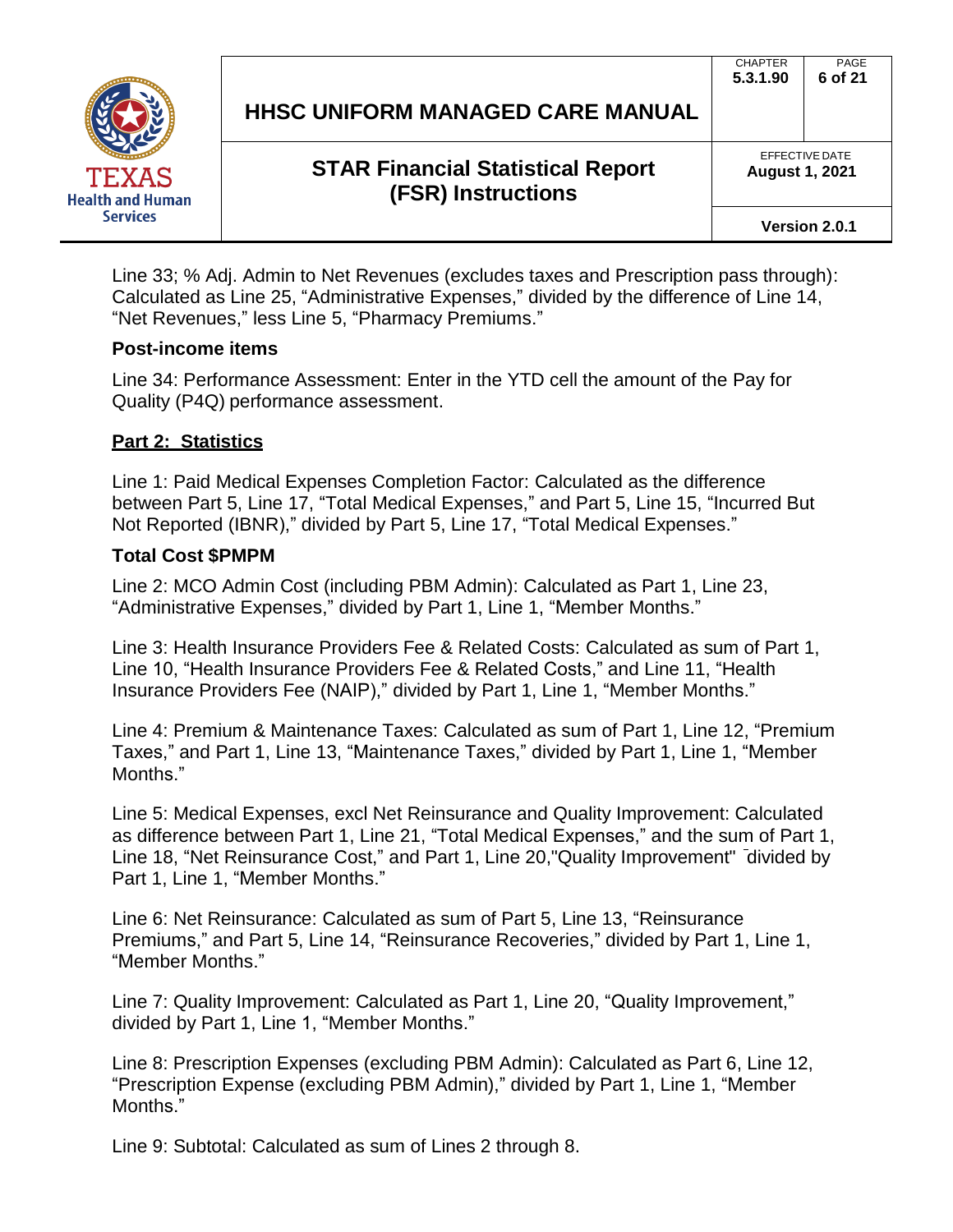Line 33; % Adj. Admin to Net Revenues (excludes taxes and Prescription pass through): Calculated as Line 25, “Administrative Expenses,” divided by the difference of Line 14, “Net Revenues,” less Line 5, “Pharmacy Premiums.”

**Post-income items**

Line 34: Performance Assessment: Enter in the YTD cell the amount of the Pay for Quality (P4Q) performance assessment.

## <u>Part 2: Statistics</u>

Line 1: Paid Medical Expenses Completion Factor: Calculated as the difference between Part 5, Line 17, “Total Medical Expenses,” and Part 5, Line 15, “Incurred But Not Reported (IBNR),” divided by Part 5, Line 17, “Total Medical Expenses.”

**Total Cost $PMPM**

Line 2: MCO Admin Cost (including PBM Admin): Calculated as Part 1, Line 23, “Administrative Expenses,” divided by Part 1, Line 1, “Member Months.”

Line 3: Health Insurance Providers Fee & Related Costs: Calculated as sum of Part 1, Line 10, “Health Insurance Providers Fee & Related Costs,” and Line 11, “Health Insurance Providers Fee (NAIP),” divided by Part 1, Line 1, “Member Months.”

Line 4: Premium & Maintenance Taxes: Calculated as sum of Part 1, Line 12, “Premium Taxes,” and Part 1, Line 13, “Maintenance Taxes,” divided by Part 1, Line 1, “Member Months.”

Line 5: Medical Expenses, excl Net Reinsurance and Quality Improvement: Calculated as difference between Part 1, Line 21, “Total Medical Expenses,” and the sum of Part 1, Line 18, “Net Reinsurance Cost,” and Part 1, Line 20,"Quality Improvement" divided by Part 1, Line 1, “Member Months.”

Line 6: Net Reinsurance: Calculated as sum of Part 5, Line 13, “Reinsurance Premiums,” and Part 5, Line 14, “Reinsurance Recoveries,” divided by Part 1, Line 1, “Member Months.”

Line 7: Quality Improvement: Calculated as Part 1, Line 20, “Quality Improvement,” divided by Part 1, Line 1, “Member Months.”

Line 8: Prescription Expenses (excluding PBM Admin): Calculated as Part 6, Line 12, “Prescription Expense (excluding PBM Admin),” divided by Part 1, Line 1, “Member Months.”

Line 9: Subtotal: Calculated as sum of Lines 2 through 8.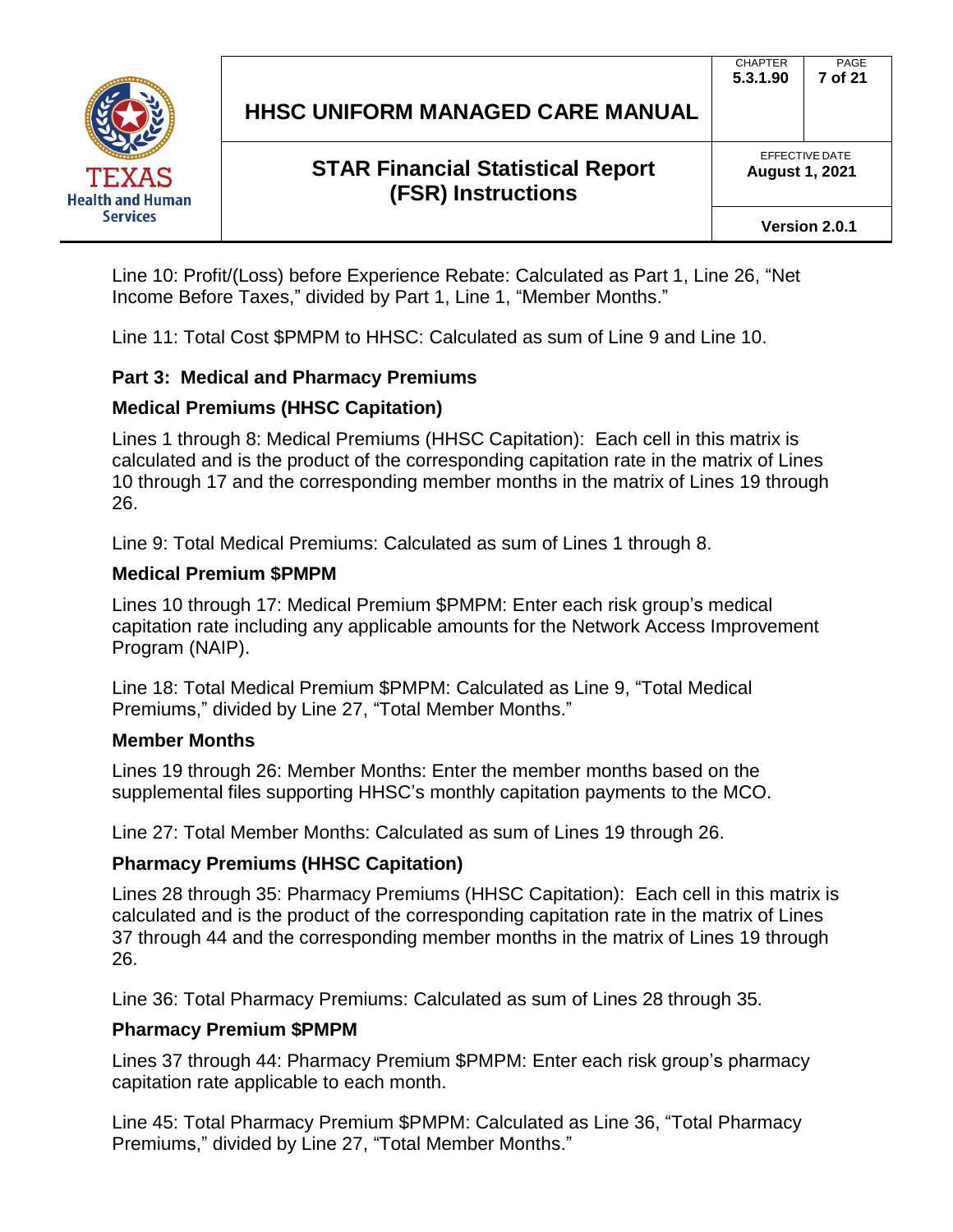Line 10: Profit/(Loss) before Experience Rebate: Calculated as Part 1, Line 26, "Net Income Before Taxes," divided by Part 1, Line 1, "Member Months."

Line 11: Total Cost $PMPM to HHSC: Calculated as sum of Line 9 and Line 10.

### Part 3: Medical and Pharmacy Premiums

#### Medical Premiums (HHSC Capitation)

Lines 1 through 8: Medical Premiums (HHSC Capitation): Each cell in this matrix is calculated and is the product of the corresponding capitation rate in the matrix of Lines 10 through 17 and the corresponding member months in the matrix of Lines 19 through 26.

Line 9: Total Medical Premiums: Calculated as sum of Lines 1 through 8.

#### Medical Premium $PMPM

Lines 10 through 17: Medical Premium $PMPM: Enter each risk group's medical capitation rate including any applicable amounts for the Network Access Improvement Program (NAIP).

Line 18: Total Medical Premium $PMPM: Calculated as Line 9, "Total Medical Premiums," divided by Line 27, "Total Member Months."

#### Member Months

Lines 19 through 26: Member Months: Enter the member months based on the supplemental files supporting HHSC's monthly capitation payments to the MCO.

Line 27: Total Member Months: Calculated as sum of Lines 19 through 26.

#### Pharmacy Premiums (HHSC Capitation)

Lines 28 through 35: Pharmacy Premiums (HHSC Capitation): Each cell in this matrix is calculated and is the product of the corresponding capitation rate in the matrix of Lines 37 through 44 and the corresponding member months in the matrix of Lines 19 through 26.

Line 36: Total Pharmacy Premiums: Calculated as sum of Lines 28 through 35.

#### Pharmacy Premium $PMPM

Lines 37 through 44: Pharmacy Premium $PMPM: Enter each risk group's pharmacy capitation rate applicable to each month.

Line 45: Total Pharmacy Premium $PMPM: Calculated as Line 36, "Total Pharmacy Premiums," divided by Line 27, "Total Member Months."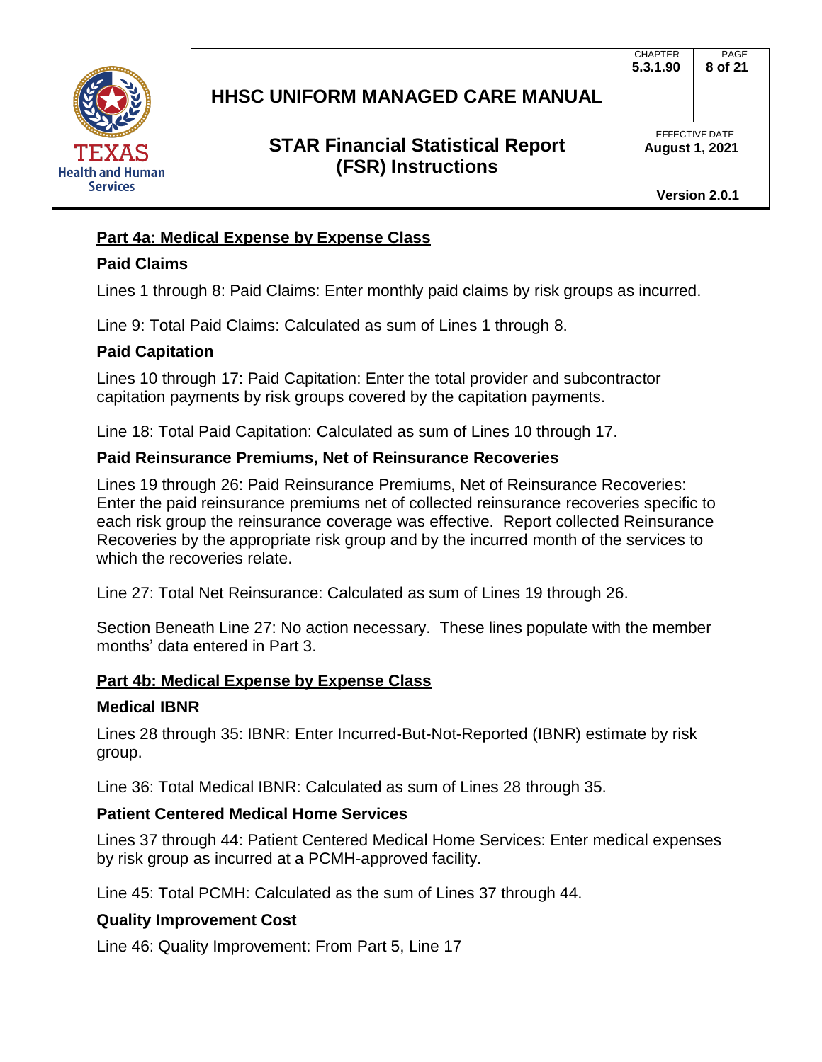## Part 4a: Medical Expense by Expense Class

### Paid Claims

Lines 1 through 8: Paid Claims: Enter monthly paid claims by risk groups as incurred.

Line 9: Total Paid Claims: Calculated as sum of Lines 1 through 8.

### Paid Capitation

Lines 10 through 17: Paid Capitation: Enter the total provider and subcontractor capitation payments by risk groups covered by the capitation payments.

Line 18: Total Paid Capitation: Calculated as sum of Lines 10 through 17.

### Paid Reinsurance Premiums, Net of Reinsurance Recoveries

Lines 19 through 26: Paid Reinsurance Premiums, Net of Reinsurance Recoveries: Enter the paid reinsurance premiums net of collected reinsurance recoveries specific to each risk group the reinsurance coverage was effective. Report collected Reinsurance Recoveries by the appropriate risk group and by the incurred month of the services to which the recoveries relate.

Line 27: Total Net Reinsurance: Calculated as sum of Lines 19 through 26.

Section Beneath Line 27: No action necessary. These lines populate with the member months' data entered in Part 3.

## Part 4b: Medical Expense by Expense Class

### Medical IBNR

Lines 28 through 35: IBNR: Enter Incurred-But-Not-Reported (IBNR) estimate by risk group.

Line 36: Total Medical IBNR: Calculated as sum of Lines 28 through 35.

### Patient Centered Medical Home Services

Lines 37 through 44: Patient Centered Medical Home Services: Enter medical expenses by risk group as incurred at a PCMH-approved facility.

Line 45: Total PCMH: Calculated as the sum of Lines 37 through 44.

### Quality Improvement Cost

Line 46: Quality Improvement: From Part 5, Line 17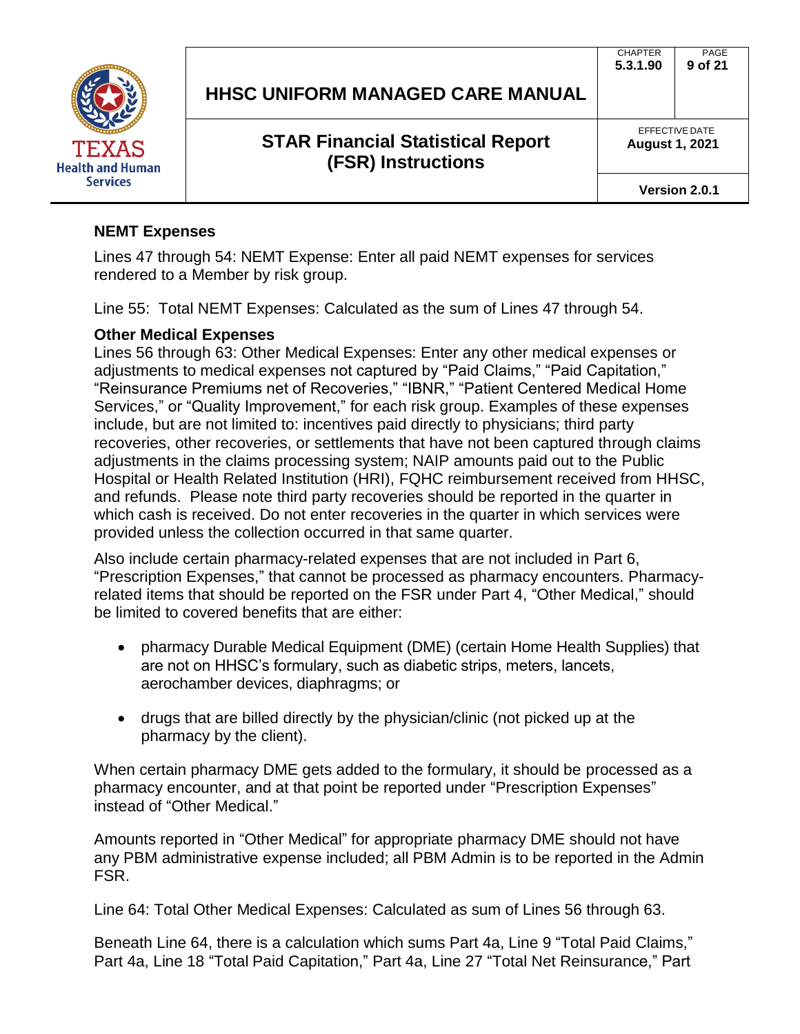**NEMT Expenses**

Lines 47 through 54: NEMT Expense: Enter all paid NEMT expenses for services rendered to a Member by risk group.

Line 55: Total NEMT Expenses: Calculated as the sum of Lines 47 through 54.

**Other Medical Expenses**

Lines 56 through 63: Other Medical Expenses: Enter any other medical expenses or adjustments to medical expenses not captured by "Paid Claims," "Paid Capitation," "Reinsurance Premiums net of Recoveries," "IBNR," "Patient Centered Medical Home Services," or "Quality Improvement," for each risk group. Examples of these expenses include, but are not limited to: incentives paid directly to physicians; third party recoveries, other recoveries, or settlements that have not been captured through claims adjustments in the claims processing system; NAIP amounts paid out to the Public Hospital or Health Related Institution (HRI), FQHC reimbursement received from HHSC, and refunds. Please note third party recoveries should be reported in the quarter in which cash is received. Do not enter recoveries in the quarter in which services were provided unless the collection occurred in that same quarter.

Also include certain pharmacy-related expenses that are not included in Part 6, "Prescription Expenses," that cannot be processed as pharmacy encounters. Pharmacy-related items that should be reported on the FSR under Part 4, "Other Medical," should be limited to covered benefits that are either:

- pharmacy Durable Medical Equipment (DME) (certain Home Health Supplies) that are not on HHSC's formulary, such as diabetic strips, meters, lancets, aerochamber devices, diaphragms; or
- drugs that are billed directly by the physician/clinic (not picked up at the pharmacy by the client).

When certain pharmacy DME gets added to the formulary, it should be processed as a pharmacy encounter, and at that point be reported under "Prescription Expenses" instead of "Other Medical."

Amounts reported in "Other Medical" for appropriate pharmacy DME should not have any PBM administrative expense included; all PBM Admin is to be reported in the Admin FSR.

Line 64: Total Other Medical Expenses: Calculated as sum of Lines 56 through 63.

Beneath Line 64, there is a calculation which sums Part 4a, Line 9 "Total Paid Claims," Part 4a, Line 18 "Total Paid Capitation," Part 4a, Line 27 "Total Net Reinsurance," Part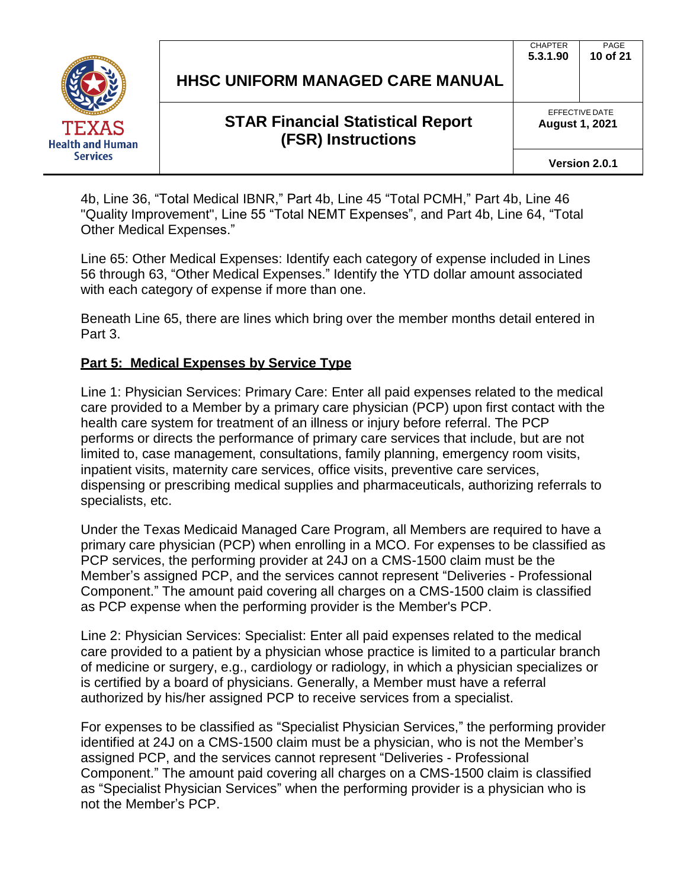4b, Line 36, “Total Medical IBNR,” Part 4b, Line 45 “Total PCMH,” Part 4b, Line 46 "Quality Improvement", Line 55 “Total NEMT Expenses”, and Part 4b, Line 64, “Total Other Medical Expenses.”

Line 65: Other Medical Expenses: Identify each category of expense included in Lines 56 through 63, “Other Medical Expenses.” Identify the YTD dollar amount associated with each category of expense if more than one.

Beneath Line 65, there are lines which bring over the member months detail entered in Part 3.

**Part 5: Medical Expenses by Service Type**

Line 1: Physician Services: Primary Care: Enter all paid expenses related to the medical care provided to a Member by a primary care physician (PCP) upon first contact with the health care system for treatment of an illness or injury before referral. The PCP performs or directs the performance of primary care services that include, but are not limited to, case management, consultations, family planning, emergency room visits, inpatient visits, maternity care services, office visits, preventive care services, dispensing or prescribing medical supplies and pharmaceuticals, authorizing referrals to specialists, etc.

Under the Texas Medicaid Managed Care Program, all Members are required to have a primary care physician (PCP) when enrolling in a MCO. For expenses to be classified as PCP services, the performing provider at 24J on a CMS-1500 claim must be the Member’s assigned PCP, and the services cannot represent “Deliveries - Professional Component.” The amount paid covering all charges on a CMS-1500 claim is classified as PCP expense when the performing provider is the Member's PCP.

Line 2: Physician Services: Specialist: Enter all paid expenses related to the medical care provided to a patient by a physician whose practice is limited to a particular branch of medicine or surgery, e.g., cardiology or radiology, in which a physician specializes or is certified by a board of physicians. Generally, a Member must have a referral authorized by his/her assigned PCP to receive services from a specialist.

For expenses to be classified as “Specialist Physician Services,” the performing provider identified at 24J on a CMS-1500 claim must be a physician, who is not the Member’s assigned PCP, and the services cannot represent “Deliveries - Professional Component.” The amount paid covering all charges on a CMS-1500 claim is classified as “Specialist Physician Services” when the performing provider is a physician who is not the Member’s PCP.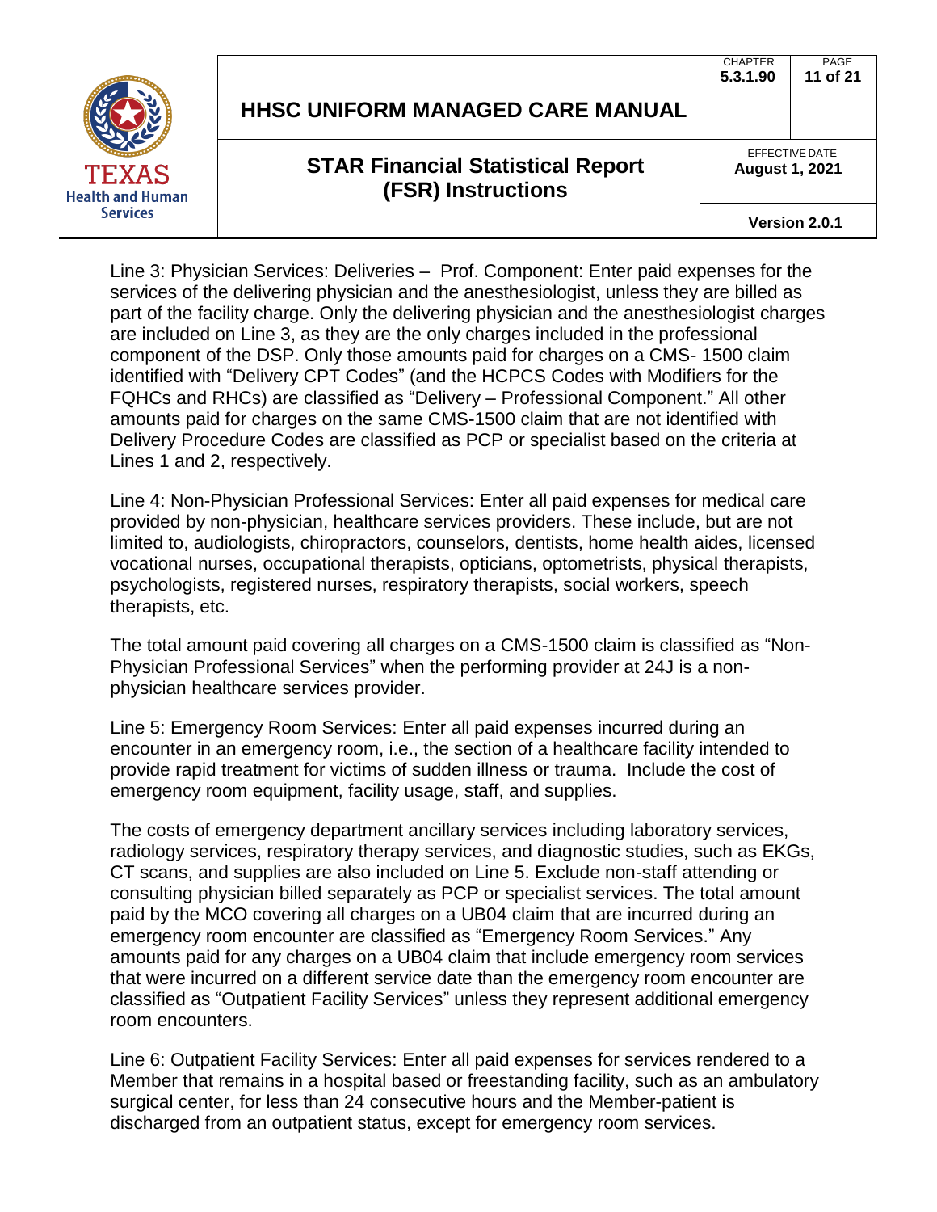Line 3: Physician Services: Deliveries – Prof. Component: Enter paid expenses for the services of the delivering physician and the anesthesiologist, unless they are billed as part of the facility charge. Only the delivering physician and the anesthesiologist charges are included on Line 3, as they are the only charges included in the professional component of the DSP. Only those amounts paid for charges on a CMS- 1500 claim identified with "Delivery CPT Codes" (and the HCPCS Codes with Modifiers for the FQHCs and RHCs) are classified as "Delivery – Professional Component." All other amounts paid for charges on the same CMS-1500 claim that are not identified with Delivery Procedure Codes are classified as PCP or specialist based on the criteria at Lines 1 and 2, respectively.

Line 4: Non-Physician Professional Services: Enter all paid expenses for medical care provided by non-physician, healthcare services providers. These include, but are not limited to, audiologists, chiropractors, counselors, dentists, home health aides, licensed vocational nurses, occupational therapists, opticians, optometrists, physical therapists, psychologists, registered nurses, respiratory therapists, social workers, speech therapists, etc.

The total amount paid covering all charges on a CMS-1500 claim is classified as "Non-Physician Professional Services" when the performing provider at 24J is a non-physician healthcare services provider.

Line 5: Emergency Room Services: Enter all paid expenses incurred during an encounter in an emergency room, i.e., the section of a healthcare facility intended to provide rapid treatment for victims of sudden illness or trauma. Include the cost of emergency room equipment, facility usage, staff, and supplies.

The costs of emergency department ancillary services including laboratory services, radiology services, respiratory therapy services, and diagnostic studies, such as EKGs, CT scans, and supplies are also included on Line 5. Exclude non-staff attending or consulting physician billed separately as PCP or specialist services. The total amount paid by the MCO covering all charges on a UB04 claim that are incurred during an emergency room encounter are classified as "Emergency Room Services." Any amounts paid for any charges on a UB04 claim that include emergency room services that were incurred on a different service date than the emergency room encounter are classified as "Outpatient Facility Services" unless they represent additional emergency room encounters.

Line 6: Outpatient Facility Services: Enter all paid expenses for services rendered to a Member that remains in a hospital based or freestanding facility, such as an ambulatory surgical center, for less than 24 consecutive hours and the Member-patient is discharged from an outpatient status, except for emergency room services.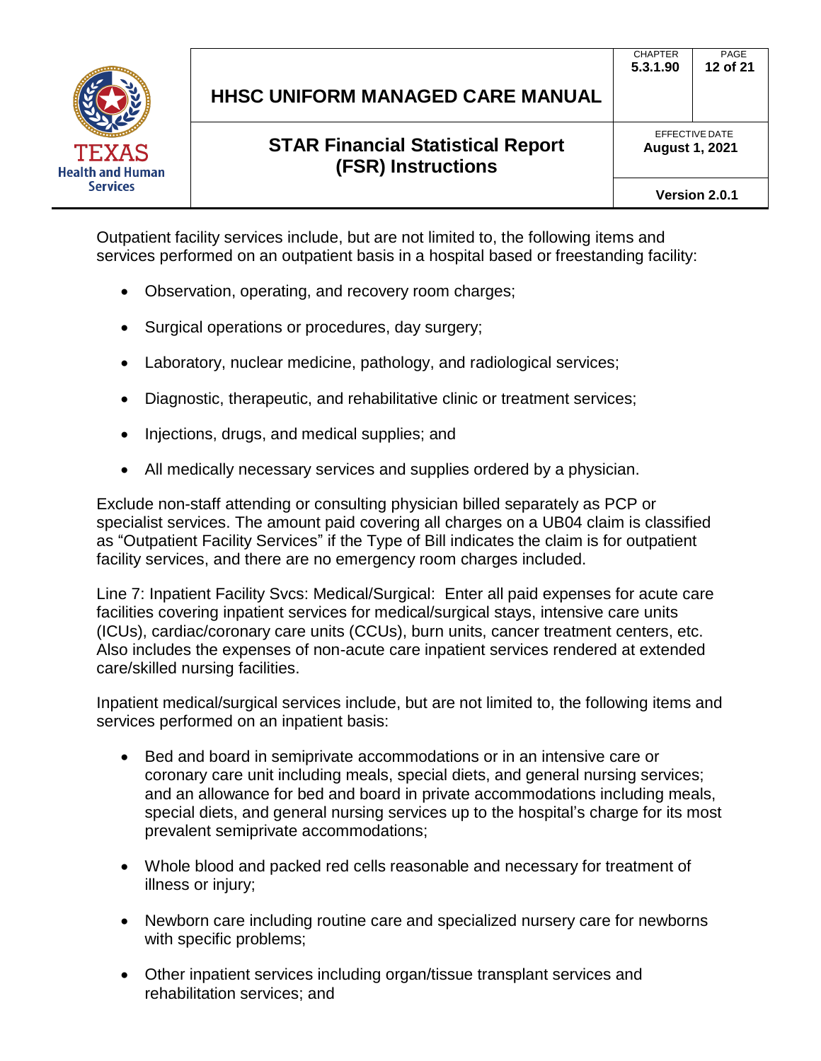Outpatient facility services include, but are not limited to, the following items and services performed on an outpatient basis in a hospital based or freestanding facility:

- Observation, operating, and recovery room charges;
- Surgical operations or procedures, day surgery;
- Laboratory, nuclear medicine, pathology, and radiological services;
- Diagnostic, therapeutic, and rehabilitative clinic or treatment services;
- Injections, drugs, and medical supplies; and
- All medically necessary services and supplies ordered by a physician.

Exclude non-staff attending or consulting physician billed separately as PCP or specialist services. The amount paid covering all charges on a UB04 claim is classified as "Outpatient Facility Services" if the Type of Bill indicates the claim is for outpatient facility services, and there are no emergency room charges included.

Line 7: Inpatient Facility Svcs: Medical/Surgical: Enter all paid expenses for acute care facilities covering inpatient services for medical/surgical stays, intensive care units (ICUs), cardiac/coronary care units (CCUs), burn units, cancer treatment centers, etc. Also includes the expenses of non-acute care inpatient services rendered at extended care/skilled nursing facilities.

Inpatient medical/surgical services include, but are not limited to, the following items and services performed on an inpatient basis:

- Bed and board in semiprivate accommodations or in an intensive care or coronary care unit including meals, special diets, and general nursing services; and an allowance for bed and board in private accommodations including meals, special diets, and general nursing services up to the hospital's charge for its most prevalent semiprivate accommodations;
- Whole blood and packed red cells reasonable and necessary for treatment of illness or injury;
- Newborn care including routine care and specialized nursery care for newborns with specific problems;
- Other inpatient services including organ/tissue transplant services and rehabilitation services; and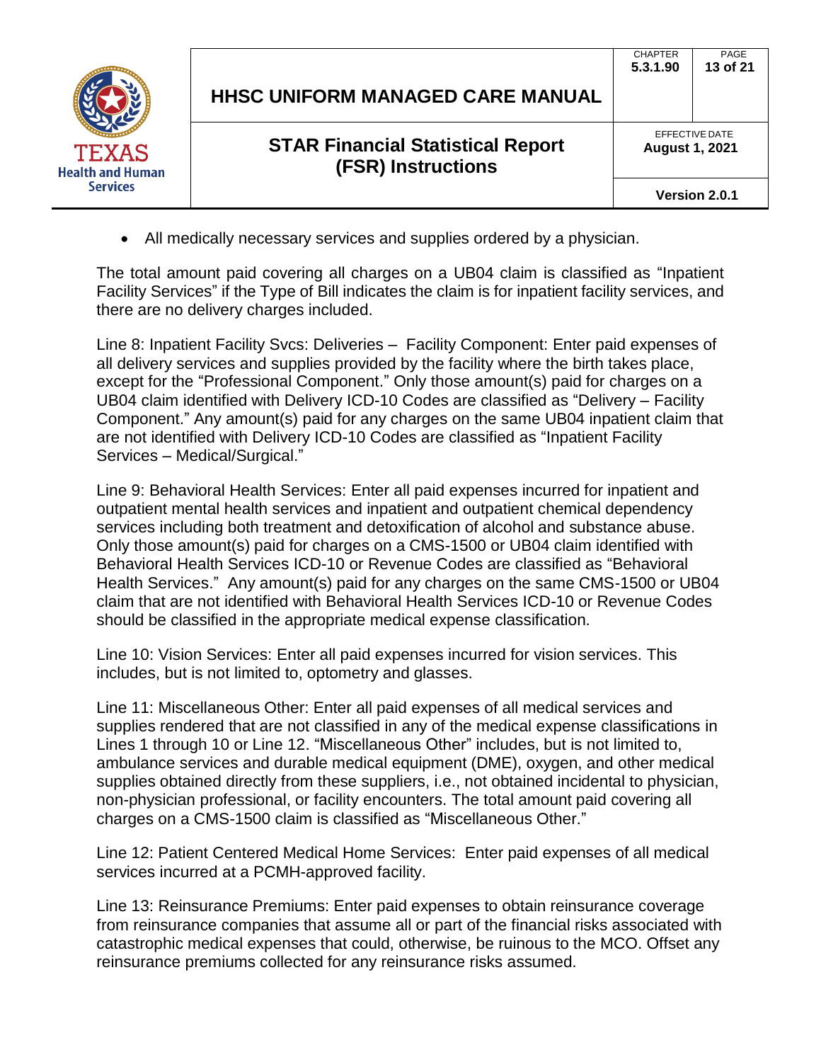- All medically necessary services and supplies ordered by a physician.

The total amount paid covering all charges on a UB04 claim is classified as "Inpatient Facility Services" if the Type of Bill indicates the claim is for inpatient facility services, and there are no delivery charges included.

Line 8: Inpatient Facility Svcs: Deliveries – Facility Component: Enter paid expenses of all delivery services and supplies provided by the facility where the birth takes place, except for the "Professional Component." Only those amount(s) paid for charges on a UB04 claim identified with Delivery ICD-10 Codes are classified as "Delivery – Facility Component." Any amount(s) paid for any charges on the same UB04 inpatient claim that are not identified with Delivery ICD-10 Codes are classified as "Inpatient Facility Services – Medical/Surgical."

Line 9: Behavioral Health Services: Enter all paid expenses incurred for inpatient and outpatient mental health services and inpatient and outpatient chemical dependency services including both treatment and detoxification of alcohol and substance abuse. Only those amount(s) paid for charges on a CMS-1500 or UB04 claim identified with Behavioral Health Services ICD-10 or Revenue Codes are classified as "Behavioral Health Services." Any amount(s) paid for any charges on the same CMS-1500 or UB04 claim that are not identified with Behavioral Health Services ICD-10 or Revenue Codes should be classified in the appropriate medical expense classification.

Line 10: Vision Services: Enter all paid expenses incurred for vision services. This includes, but is not limited to, optometry and glasses.

Line 11: Miscellaneous Other: Enter all paid expenses of all medical services and supplies rendered that are not classified in any of the medical expense classifications in Lines 1 through 10 or Line 12. "Miscellaneous Other" includes, but is not limited to, ambulance services and durable medical equipment (DME), oxygen, and other medical supplies obtained directly from these suppliers, i.e., not obtained incidental to physician, non-physician professional, or facility encounters. The total amount paid covering all charges on a CMS-1500 claim is classified as "Miscellaneous Other."

Line 12: Patient Centered Medical Home Services: Enter paid expenses of all medical services incurred at a PCMH-approved facility.

Line 13: Reinsurance Premiums: Enter paid expenses to obtain reinsurance coverage from reinsurance companies that assume all or part of the financial risks associated with catastrophic medical expenses that could, otherwise, be ruinous to the MCO. Offset any reinsurance premiums collected for any reinsurance risks assumed.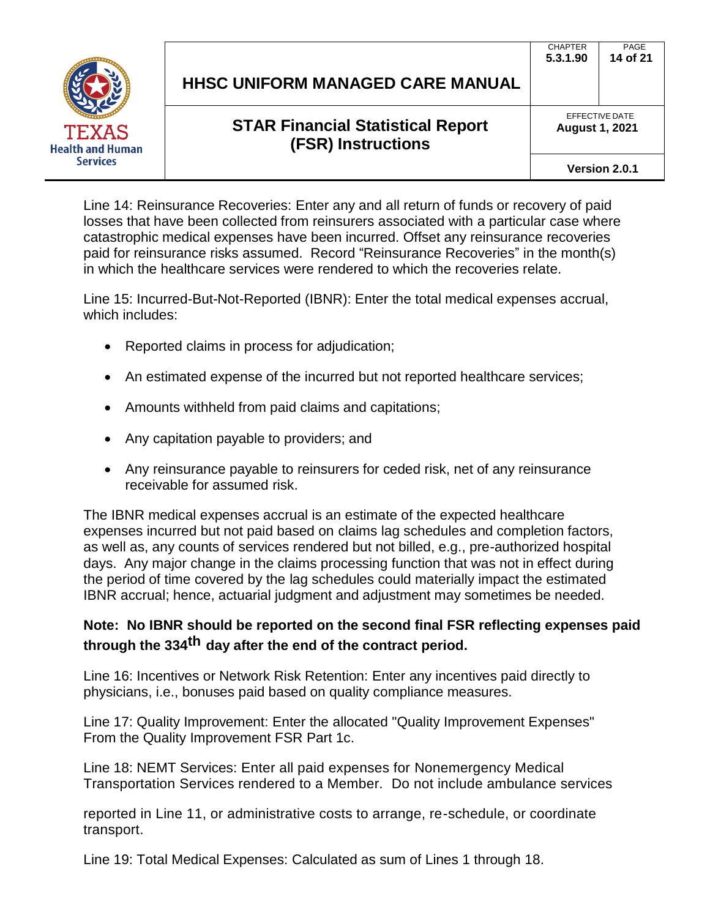Line 14: Reinsurance Recoveries: Enter any and all return of funds or recovery of paid losses that have been collected from reinsurers associated with a particular case where catastrophic medical expenses have been incurred. Offset any reinsurance recoveries paid for reinsurance risks assumed. Record "Reinsurance Recoveries" in the month(s) in which the healthcare services were rendered to which the recoveries relate.

Line 15: Incurred-But-Not-Reported (IBNR): Enter the total medical expenses accrual, which includes:

- Reported claims in process for adjudication;
- An estimated expense of the incurred but not reported healthcare services;
- Amounts withheld from paid claims and capitations;
- Any capitation payable to providers; and
- Any reinsurance payable to reinsurers for ceded risk, net of any reinsurance receivable for assumed risk.

The IBNR medical expenses accrual is an estimate of the expected healthcare expenses incurred but not paid based on claims lag schedules and completion factors, as well as, any counts of services rendered but not billed, e.g., pre-authorized hospital days. Any major change in the claims processing function that was not in effect during the period of time covered by the lag schedules could materially impact the estimated IBNR accrual; hence, actuarial judgment and adjustment may sometimes be needed.

**Note: No IBNR should be reported on the second final FSR reflecting expenses paid through the 334th day after the end of the contract period.**

Line 16: Incentives or Network Risk Retention: Enter any incentives paid directly to physicians, i.e., bonuses paid based on quality compliance measures.

Line 17: Quality Improvement: Enter the allocated "Quality Improvement Expenses" From the Quality Improvement FSR Part 1c.

Line 18: NEMT Services: Enter all paid expenses for Nonemergency Medical Transportation Services rendered to a Member. Do not include ambulance services reported in Line 11, or administrative costs to arrange, re-schedule, or coordinate transport.

Line 19: Total Medical Expenses: Calculated as sum of Lines 1 through 18.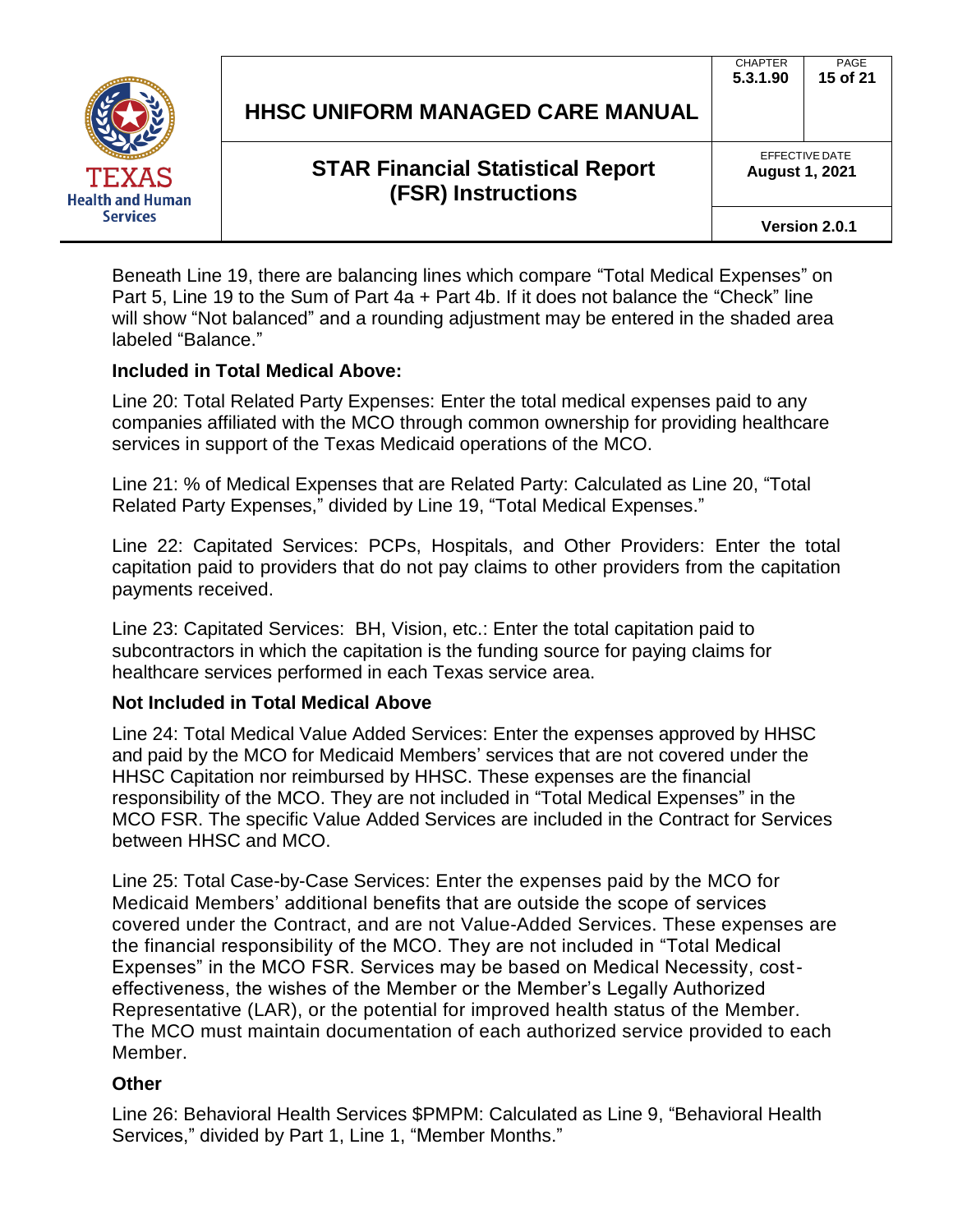Beneath Line 19, there are balancing lines which compare “Total Medical Expenses” on Part 5, Line 19 to the Sum of Part 4a + Part 4b. If it does not balance the “Check” line will show “Not balanced” and a rounding adjustment may be entered in the shaded area labeled “Balance.”

**Included in Total Medical Above:**

Line 20: Total Related Party Expenses: Enter the total medical expenses paid to any companies affiliated with the MCO through common ownership for providing healthcare services in support of the Texas Medicaid operations of the MCO.

Line 21: % of Medical Expenses that are Related Party: Calculated as Line 20, “Total Related Party Expenses,” divided by Line 19, “Total Medical Expenses.”

Line 22: Capitated Services: PCPs, Hospitals, and Other Providers: Enter the total capitation paid to providers that do not pay claims to other providers from the capitation payments received.

Line 23: Capitated Services: BH, Vision, etc.: Enter the total capitation paid to subcontractors in which the capitation is the funding source for paying claims for healthcare services performed in each Texas service area.

**Not Included in Total Medical Above**

Line 24: Total Medical Value Added Services: Enter the expenses approved by HHSC and paid by the MCO for Medicaid Members’ services that are not covered under the HHSC Capitation nor reimbursed by HHSC. These expenses are the financial responsibility of the MCO. They are not included in “Total Medical Expenses” in the MCO FSR. The specific Value Added Services are included in the Contract for Services between HHSC and MCO.

Line 25: Total Case-by-Case Services: Enter the expenses paid by the MCO for Medicaid Members’ additional benefits that are outside the scope of services covered under the Contract, and are not Value-Added Services. These expenses are the financial responsibility of the MCO. They are not included in “Total Medical Expenses” in the MCO FSR. Services may be based on Medical Necessity, cost-effectiveness, the wishes of the Member or the Member’s Legally Authorized Representative (LAR), or the potential for improved health status of the Member. The MCO must maintain documentation of each authorized service provided to each Member.

**Other**

Line 26: Behavioral Health Services $PMPM: Calculated as Line 9, “Behavioral Health Services,” divided by Part 1, Line 1, “Member Months.”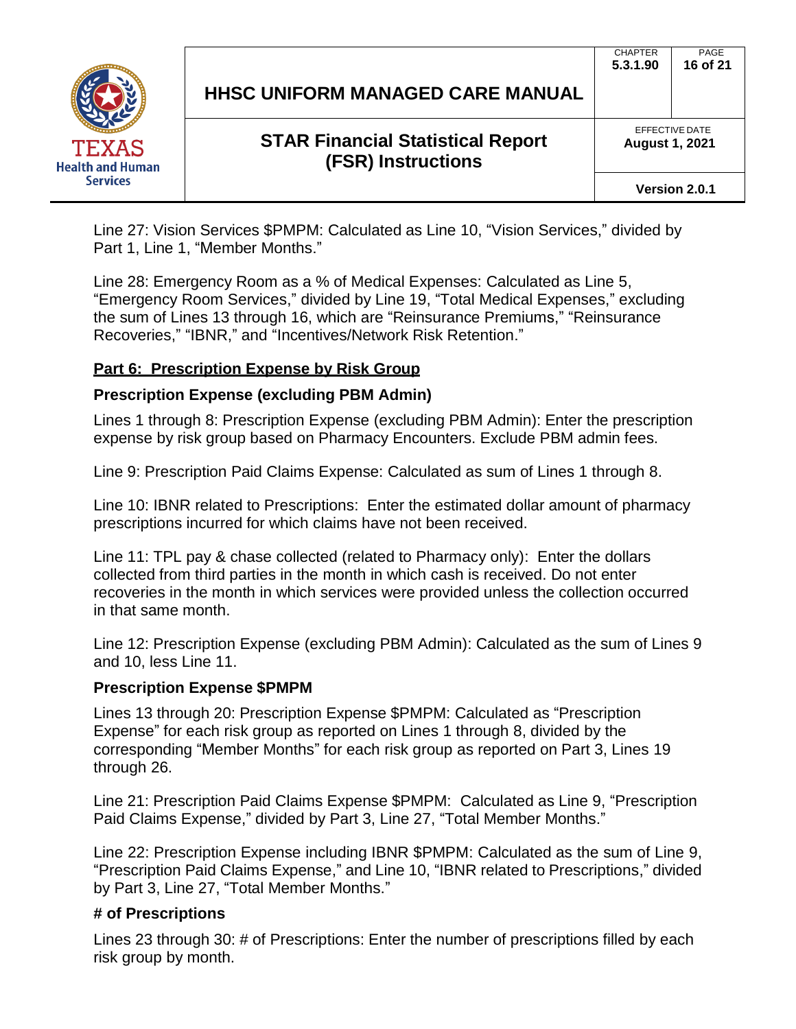Line 27: Vision Services $PMPM: Calculated as Line 10, “Vision Services,” divided by Part 1, Line 1, “Member Months.”

Line 28: Emergency Room as a % of Medical Expenses: Calculated as Line 5, “Emergency Room Services,” divided by Line 19, “Total Medical Expenses,” excluding the sum of Lines 13 through 16, which are “Reinsurance Premiums,” “Reinsurance Recoveries,” “IBNR,” and “Incentives/Network Risk Retention.”

## Part 6: Prescription Expense by Risk Group

### Prescription Expense (excluding PBM Admin)

Lines 1 through 8: Prescription Expense (excluding PBM Admin): Enter the prescription expense by risk group based on Pharmacy Encounters. Exclude PBM admin fees.

Line 9: Prescription Paid Claims Expense: Calculated as sum of Lines 1 through 8.

Line 10: IBNR related to Prescriptions: Enter the estimated dollar amount of pharmacy prescriptions incurred for which claims have not been received.

Line 11: TPL pay & chase collected (related to Pharmacy only): Enter the dollars collected from third parties in the month in which cash is received. Do not enter recoveries in the month in which services were provided unless the collection occurred in that same month.

Line 12: Prescription Expense (excluding PBM Admin): Calculated as the sum of Lines 9 and 10, less Line 11.

### Prescription Expense $PMPM

Lines 13 through 20: Prescription Expense $PMPM: Calculated as “Prescription Expense” for each risk group as reported on Lines 1 through 8, divided by the corresponding “Member Months” for each risk group as reported on Part 3, Lines 19 through 26.

Line 21: Prescription Paid Claims Expense $PMPM: Calculated as Line 9, “Prescription Paid Claims Expense,” divided by Part 3, Line 27, “Total Member Months.”

Line 22: Prescription Expense including IBNR $PMPM: Calculated as the sum of Line 9, “Prescription Paid Claims Expense,” and Line 10, “IBNR related to Prescriptions,” divided by Part 3, Line 27, “Total Member Months.”

### # of Prescriptions

Lines 23 through 30: # of Prescriptions: Enter the number of prescriptions filled by each risk group by month.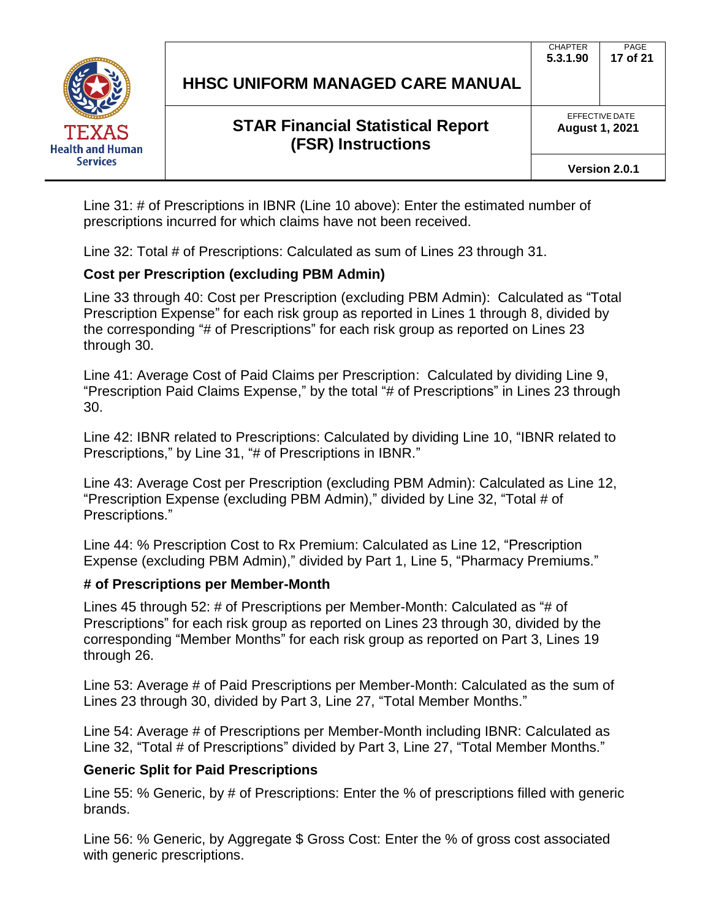Line 31: # of Prescriptions in IBNR (Line 10 above): Enter the estimated number of prescriptions incurred for which claims have not been received.

Line 32: Total # of Prescriptions: Calculated as sum of Lines 23 through 31.

**Cost per Prescription (excluding PBM Admin)**

Line 33 through 40: Cost per Prescription (excluding PBM Admin): Calculated as "Total Prescription Expense" for each risk group as reported in Lines 1 through 8, divided by the corresponding "# of Prescriptions" for each risk group as reported on Lines 23 through 30.

Line 41: Average Cost of Paid Claims per Prescription: Calculated by dividing Line 9, "Prescription Paid Claims Expense," by the total "# of Prescriptions" in Lines 23 through 30.

Line 42: IBNR related to Prescriptions: Calculated by dividing Line 10, "IBNR related to Prescriptions," by Line 31, "# of Prescriptions in IBNR."

Line 43: Average Cost per Prescription (excluding PBM Admin): Calculated as Line 12, "Prescription Expense (excluding PBM Admin)," divided by Line 32, "Total # of Prescriptions."

Line 44: % Prescription Cost to Rx Premium: Calculated as Line 12, "Prescription Expense (excluding PBM Admin)," divided by Part 1, Line 5, "Pharmacy Premiums."

**# of Prescriptions per Member-Month**

Lines 45 through 52: # of Prescriptions per Member-Month: Calculated as "# of Prescriptions" for each risk group as reported on Lines 23 through 30, divided by the corresponding "Member Months" for each risk group as reported on Part 3, Lines 19 through 26.

Line 53: Average # of Paid Prescriptions per Member-Month: Calculated as the sum of Lines 23 through 30, divided by Part 3, Line 27, "Total Member Months."

Line 54: Average # of Prescriptions per Member-Month including IBNR: Calculated as Line 32, "Total # of Prescriptions" divided by Part 3, Line 27, "Total Member Months."

**Generic Split for Paid Prescriptions**

Line 55: % Generic, by # of Prescriptions: Enter the % of prescriptions filled with generic brands.

Line 56: % Generic, by Aggregate $ Gross Cost: Enter the % of gross cost associated with generic prescriptions.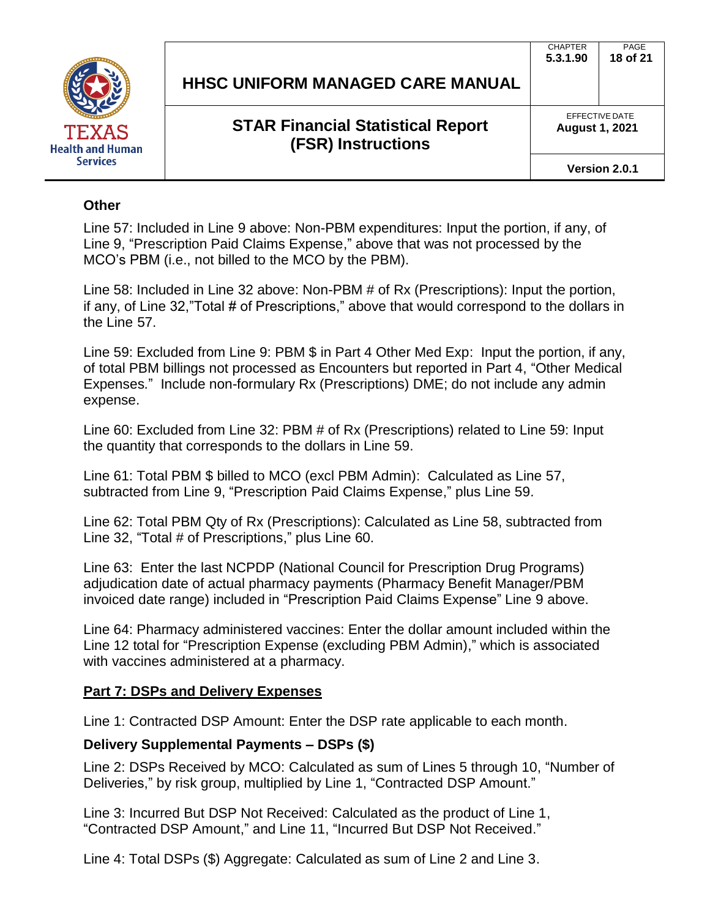### Other

Line 57: Included in Line 9 above: Non-PBM expenditures: Input the portion, if any, of Line 9, "Prescription Paid Claims Expense," above that was not processed by the MCO's PBM (i.e., not billed to the MCO by the PBM).

Line 58: Included in Line 32 above: Non-PBM # of Rx (Prescriptions): Input the portion, if any, of Line 32,"Total # of Prescriptions," above that would correspond to the dollars in the Line 57.

Line 59: Excluded from Line 9: PBM $ in Part 4 Other Med Exp: Input the portion, if any, of total PBM billings not processed as Encounters but reported in Part 4, "Other Medical Expenses." Include non-formulary Rx (Prescriptions) DME; do not include any admin expense.

Line 60: Excluded from Line 32: PBM # of Rx (Prescriptions) related to Line 59: Input the quantity that corresponds to the dollars in Line 59.

Line 61: Total PBM $ billed to MCO (excl PBM Admin): Calculated as Line 57, subtracted from Line 9, "Prescription Paid Claims Expense," plus Line 59.

Line 62: Total PBM Qty of Rx (Prescriptions): Calculated as Line 58, subtracted from Line 32, "Total # of Prescriptions," plus Line 60.

Line 63: Enter the last NCPDP (National Council for Prescription Drug Programs) adjudication date of actual pharmacy payments (Pharmacy Benefit Manager/PBM invoiced date range) included in "Prescription Paid Claims Expense" Line 9 above.

Line 64: Pharmacy administered vaccines: Enter the dollar amount included within the Line 12 total for "Prescription Expense (excluding PBM Admin)," which is associated with vaccines administered at a pharmacy.

## Part 7: DSPs and Delivery Expenses

Line 1: Contracted DSP Amount: Enter the DSP rate applicable to each month.

### Delivery Supplemental Payments – DSPs ($)

Line 2: DSPs Received by MCO: Calculated as sum of Lines 5 through 10, "Number of Deliveries," by risk group, multiplied by Line 1, "Contracted DSP Amount."

Line 3: Incurred But DSP Not Received: Calculated as the product of Line 1, "Contracted DSP Amount," and Line 11, "Incurred But DSP Not Received."

Line 4: Total DSPs ($) Aggregate: Calculated as sum of Line 2 and Line 3.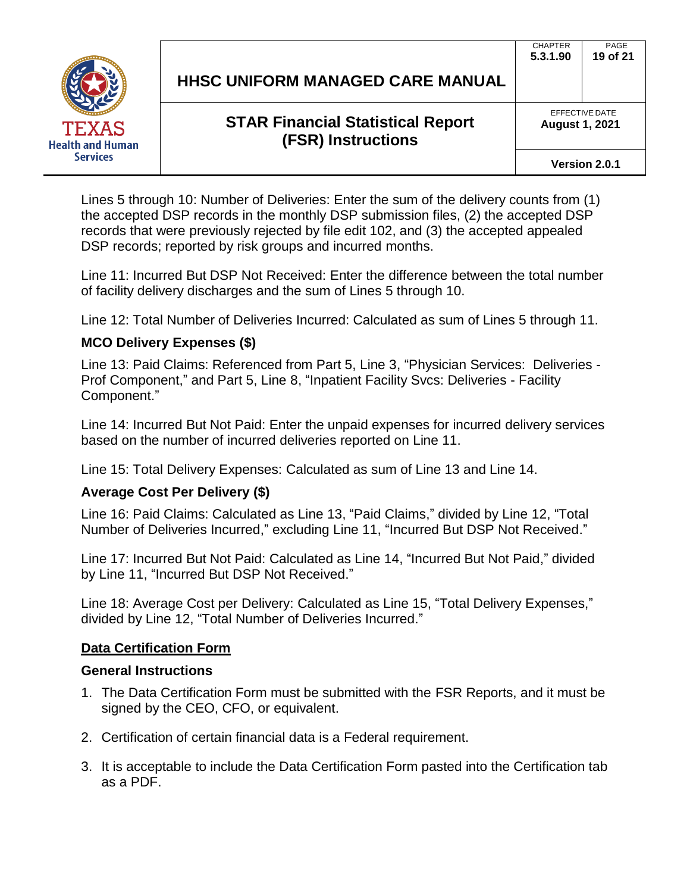Lines 5 through 10: Number of Deliveries: Enter the sum of the delivery counts from (1) the accepted DSP records in the monthly DSP submission files, (2) the accepted DSP records that were previously rejected by file edit 102, and (3) the accepted appealed DSP records; reported by risk groups and incurred months.

Line 11: Incurred But DSP Not Received: Enter the difference between the total number of facility delivery discharges and the sum of Lines 5 through 10.

Line 12: Total Number of Deliveries Incurred: Calculated as sum of Lines 5 through 11.

**MCO Delivery Expenses ($)**

Line 13: Paid Claims: Referenced from Part 5, Line 3, "Physician Services: Deliveries - Prof Component," and Part 5, Line 8, "Inpatient Facility Svcs: Deliveries - Facility Component."

Line 14: Incurred But Not Paid: Enter the unpaid expenses for incurred delivery services based on the number of incurred deliveries reported on Line 11.

Line 15: Total Delivery Expenses: Calculated as sum of Line 13 and Line 14.

**Average Cost Per Delivery ($)**

Line 16: Paid Claims: Calculated as Line 13, "Paid Claims," divided by Line 12, "Total Number of Deliveries Incurred," excluding Line 11, "Incurred But DSP Not Received."

Line 17: Incurred But Not Paid: Calculated as Line 14, "Incurred But Not Paid," divided by Line 11, "Incurred But DSP Not Received."

Line 18: Average Cost per Delivery: Calculated as Line 15, "Total Delivery Expenses," divided by Line 12, "Total Number of Deliveries Incurred."

## Data Certification Form

### General Instructions

1. The Data Certification Form must be submitted with the FSR Reports, and it must be signed by the CEO, CFO, or equivalent.
2. Certification of certain financial data is a Federal requirement.
3. It is acceptable to include the Data Certification Form pasted into the Certification tab as a PDF.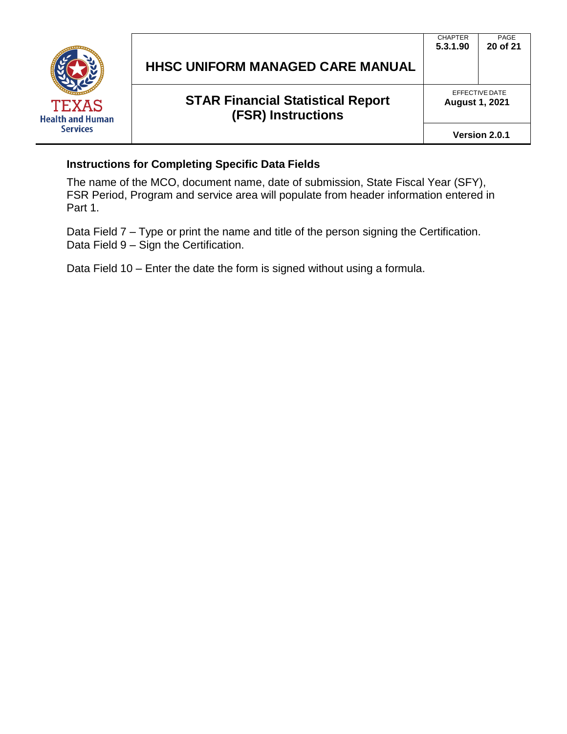### Instructions for Completing Specific Data Fields

The name of the MCO, document name, date of submission, State Fiscal Year (SFY), FSR Period, Program and service area will populate from header information entered in Part 1.

Data Field 7 – Type or print the name and title of the person signing the Certification.
Data Field 9 – Sign the Certification.

Data Field 10 – Enter the date the form is signed without using a formula.